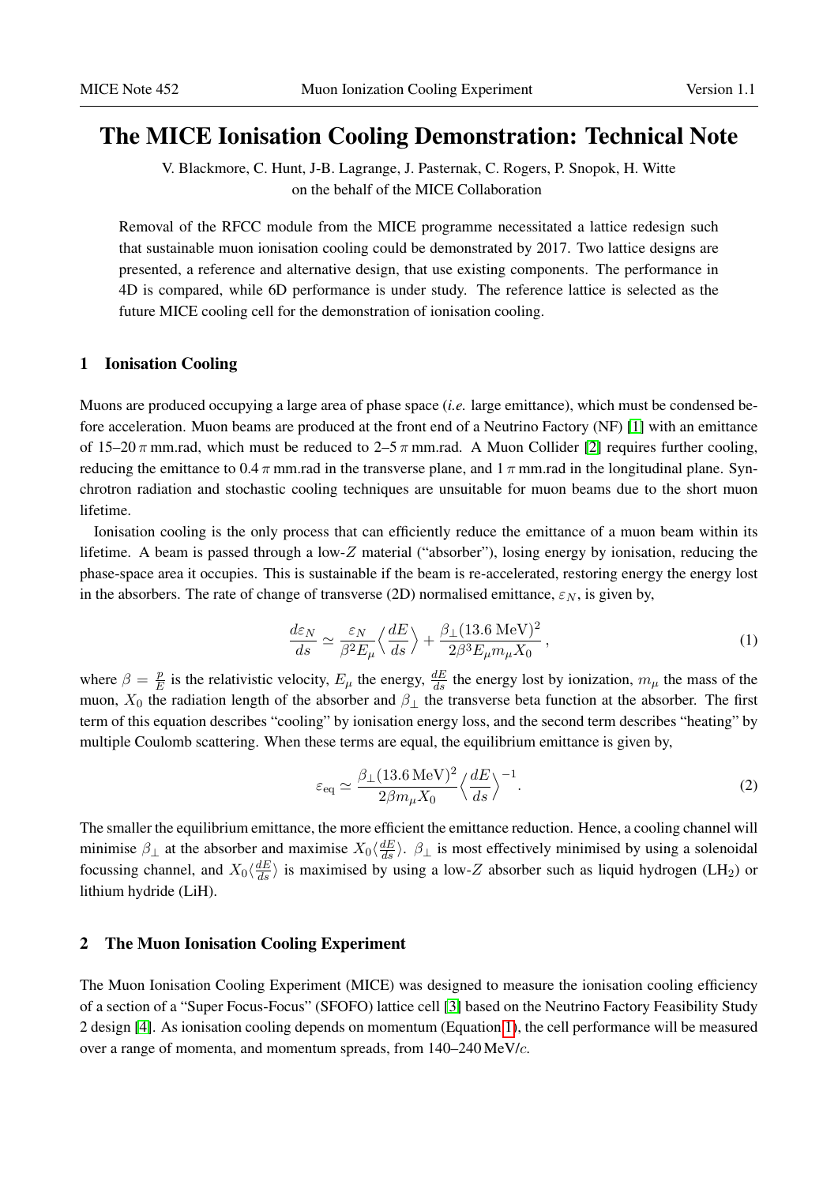# The MICE Ionisation Cooling Demonstration: Technical Note

V. Blackmore, C. Hunt, J-B. Lagrange, J. Pasternak, C. Rogers, P. Snopok, H. Witte
on the behalf of the MICE Collaboration

Removal of the RFCC module from the MICE programme necessitated a lattice redesign such that sustainable muon ionisation cooling could be demonstrated by 2017. Two lattice designs are presented, a reference and alternative design, that use existing components. The performance in 4D is compared, while 6D performance is under study. The reference lattice is selected as the future MICE cooling cell for the demonstration of ionisation cooling.

## 1 Ionisation Cooling

Muons are produced occupying a large area of phase space (*i.e.* large emittance), which must be condensed before acceleration. Muon beams are produced at the front end of a Neutrino Factory (NF) [1] with an emittance of 15–20 $\pi$ mm.rad, which must be reduced to 2–5 $\pi$ mm.rad. A Muon Collider [2] requires further cooling, reducing the emittance to 0.4 $\pi$ mm.rad in the transverse plane, and 1 $\pi$ mm.rad in the longitudinal plane. Synchrotron radiation and stochastic cooling techniques are unsuitable for muon beams due to the short muon lifetime.

Ionisation cooling is the only process that can efficiently reduce the emittance of a muon beam within its lifetime. A beam is passed through a low-$Z$ material ("absorber"), losing energy by ionisation, reducing the phase-space area it occupies. This is sustainable if the beam is re-accelerated, restoring energy the energy lost in the absorbers. The rate of change of transverse (2D) normalised emittance, $\varepsilon_N$, is given by,

$$\frac{d\varepsilon_N}{ds} \simeq \frac{\varepsilon_N}{\beta^2 E_\mu}\Big\langle\frac{dE}{ds}\Big\rangle + \frac{\beta_\perp (13.6\,\mathrm{MeV})^2}{2\beta^3 E_\mu m_\mu X_0}\,, \tag{1}$$

where $\beta = \frac{p}{E}$ is the relativistic velocity, $E_\mu$ the energy, $\frac{dE}{ds}$ the energy lost by ionization, $m_\mu$ the mass of the muon, $X_0$ the radiation length of the absorber and $\beta_\perp$ the transverse beta function at the absorber. The first term of this equation describes "cooling" by ionisation energy loss, and the second term describes "heating" by multiple Coulomb scattering. When these terms are equal, the equilibrium emittance is given by,

$$\varepsilon_{\mathrm{eq}} \simeq \frac{\beta_\perp (13.6\,\mathrm{MeV})^2}{2\beta m_\mu X_0}\Big\langle\frac{dE}{ds}\Big\rangle^{-1}. \tag{2}$$

The smaller the equilibrium emittance, the more efficient the emittance reduction. Hence, a cooling channel will minimise $\beta_\perp$ at the absorber and maximise $X_0\langle\frac{dE}{ds}\rangle$. $\beta_\perp$ is most effectively minimised by using a solenoidal focussing channel, and $X_0\langle\frac{dE}{ds}\rangle$ is maximised by using a low-$Z$ absorber such as liquid hydrogen ($LH_2$) or lithium hydride (LiH).

## 2 The Muon Ionisation Cooling Experiment

The Muon Ionisation Cooling Experiment (MICE) was designed to measure the ionisation cooling efficiency of a section of a "Super Focus-Focus" (SFOFO) lattice cell [3] based on the Neutrino Factory Feasibility Study 2 design [4]. As ionisation cooling depends on momentum (Equation 1), the cell performance will be measured over a range of momenta, and momentum spreads, from 140–240 MeV/$c$.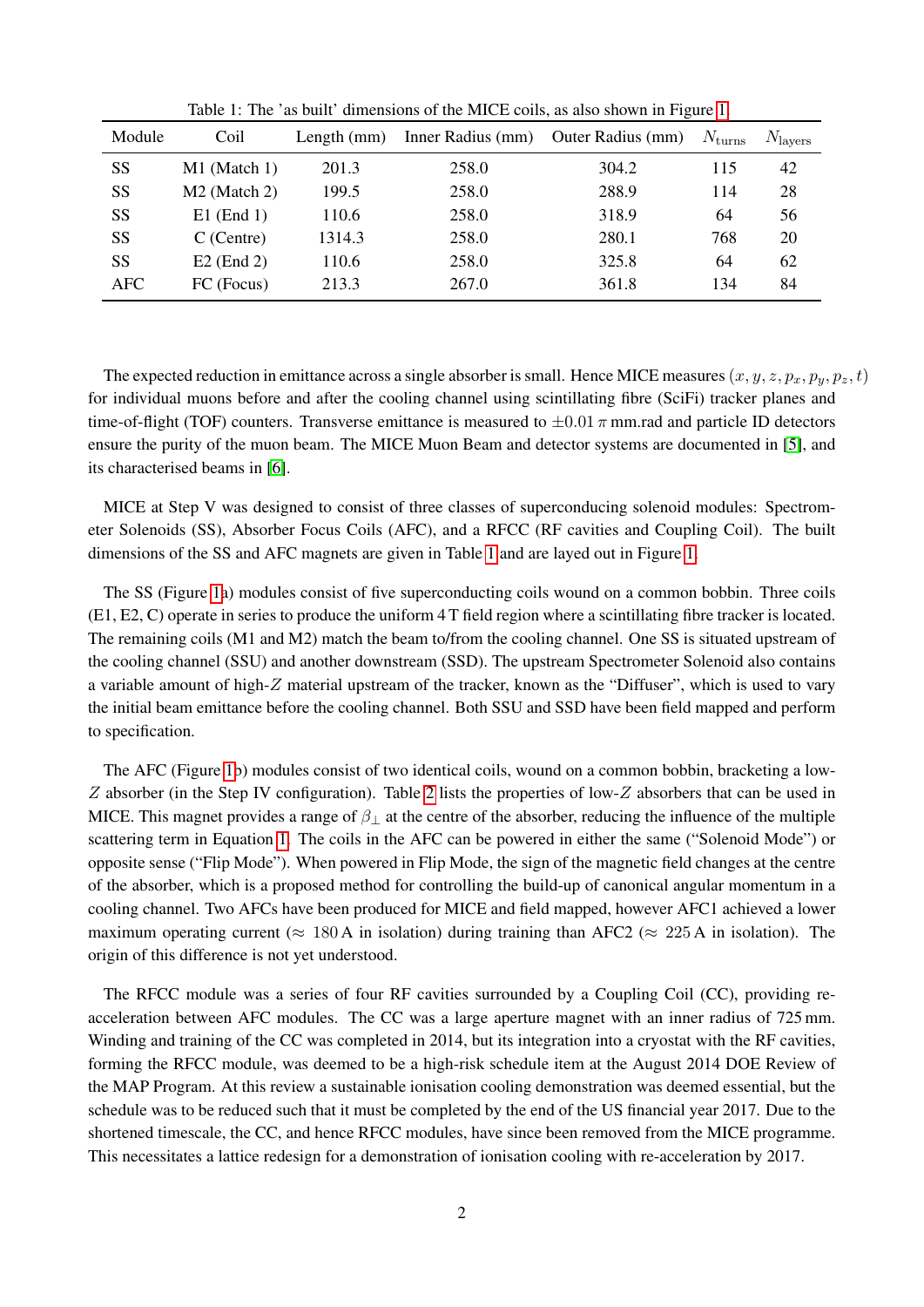Table 1: The 'as built' dimensions of the MICE coils, as also shown in Figure 1.

| Module | Coil | Length (mm) | Inner Radius (mm) | Outer Radius (mm) | $N_{\text{turns}}$ | $N_{\text{layers}}$ |
|---|---|---|---|---|---|---|
| SS | M1 (Match 1) | 201.3 | 258.0 | 304.2 | 115 | 42 |
| SS | M2 (Match 2) | 199.5 | 258.0 | 288.9 | 114 | 28 |
| SS | E1 (End 1) | 110.6 | 258.0 | 318.9 | 64 | 56 |
| SS | C (Centre) | 1314.3 | 258.0 | 280.1 | 768 | 20 |
| SS | E2 (End 2) | 110.6 | 258.0 | 325.8 | 64 | 62 |
| AFC | FC (Focus) | 213.3 | 267.0 | 361.8 | 134 | 84 |

The expected reduction in emittance across a single absorber is small. Hence MICE measures $(x, y, z, p_x, p_y, p_z, t)$ for individual muons before and after the cooling channel using scintillating fibre (SciFi) tracker planes and time-of-flight (TOF) counters. Transverse emittance is measured to $\pm 0.01\,\pi$ mm.rad and particle ID detectors ensure the purity of the muon beam. The MICE Muon Beam and detector systems are documented in [5], and its characterised beams in [6].

MICE at Step V was designed to consist of three classes of superconducing solenoid modules: Spectrometer Solenoids (SS), Absorber Focus Coils (AFC), and a RFCC (RF cavities and Coupling Coil). The built dimensions of the SS and AFC magnets are given in Table 1 and are layed out in Figure 1.

The SS (Figure 1a) modules consist of five superconducting coils wound on a common bobbin. Three coils (E1, E2, C) operate in series to produce the uniform 4 T field region where a scintillating fibre tracker is located. The remaining coils (M1 and M2) match the beam to/from the cooling channel. One SS is situated upstream of the cooling channel (SSU) and another downstream (SSD). The upstream Spectrometer Solenoid also contains a variable amount of high-$Z$ material upstream of the tracker, known as the "Diffuser", which is used to vary the initial beam emittance before the cooling channel. Both SSU and SSD have been field mapped and perform to specification.

The AFC (Figure 1b) modules consist of two identical coils, wound on a common bobbin, bracketing a low-$Z$ absorber (in the Step IV configuration). Table 2 lists the properties of low-$Z$ absorbers that can be used in MICE. This magnet provides a range of $\beta_\perp$ at the centre of the absorber, reducing the influence of the multiple scattering term in Equation 1. The coils in the AFC can be powered in either the same ("Solenoid Mode") or opposite sense ("Flip Mode"). When powered in Flip Mode, the sign of the magnetic field changes at the centre of the absorber, which is a proposed method for controlling the build-up of canonical angular momentum in a cooling channel. Two AFCs have been produced for MICE and field mapped, however AFC1 achieved a lower maximum operating current ($\approx$ 180 A in isolation) during training than AFC2 ($\approx$ 225 A in isolation). The origin of this difference is not yet understood.

The RFCC module was a series of four RF cavities surrounded by a Coupling Coil (CC), providing re-acceleration between AFC modules. The CC was a large aperture magnet with an inner radius of 725 mm. Winding and training of the CC was completed in 2014, but its integration into a cryostat with the RF cavities, forming the RFCC module, was deemed to be a high-risk schedule item at the August 2014 DOE Review of the MAP Program. At this review a sustainable ionisation cooling demonstration was deemed essential, but the schedule was to be reduced such that it must be completed by the end of the US financial year 2017. Due to the shortened timescale, the CC, and hence RFCC modules, have since been removed from the MICE programme. This necessitates a lattice redesign for a demonstration of ionisation cooling with re-acceleration by 2017.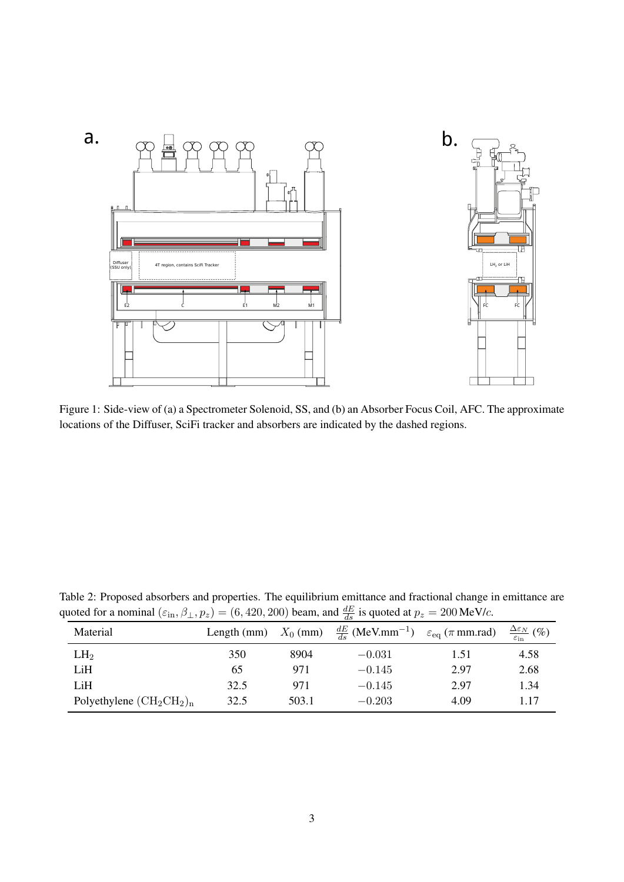Figure 1: Side-view of (a) a Spectrometer Solenoid, SS, and (b) an Absorber Focus Coil, AFC. The approximate locations of the Diffuser, SciFi tracker and absorbers are indicated by the dashed regions.

Table 2: Proposed absorbers and properties. The equilibrium emittance and fractional change in emittance are quoted for a nominal $(\varepsilon_{\text{in}}, \beta_{\perp}, p_z) = (6, 420, 200)$ beam, and $\frac{dE}{ds}$ is quoted at $p_z = 200\,\text{MeV}/c$.

| Material | Length (mm) | $X_0$ (mm) | $\frac{dE}{ds}$ (MeV.mm$^{-1}$) | $\varepsilon_{\text{eq}}$ ($\pi$ mm.rad) | $\frac{\Delta\varepsilon_N}{\varepsilon_{\text{in}}}$ (%) |
|---|---|---|---|---|---|
| $LH_2$ | 350 | 8904 | $-0.031$ | 1.51 | 4.58 |
| LiH | 65 | 971 | $-0.145$ | 2.97 | 2.68 |
| LiH | 32.5 | 971 | $-0.145$ | 2.97 | 1.34 |
| Polyethylene $(CH_2CH_2)_n$ | 32.5 | 503.1 | $-0.203$ | 4.09 | 1.17 |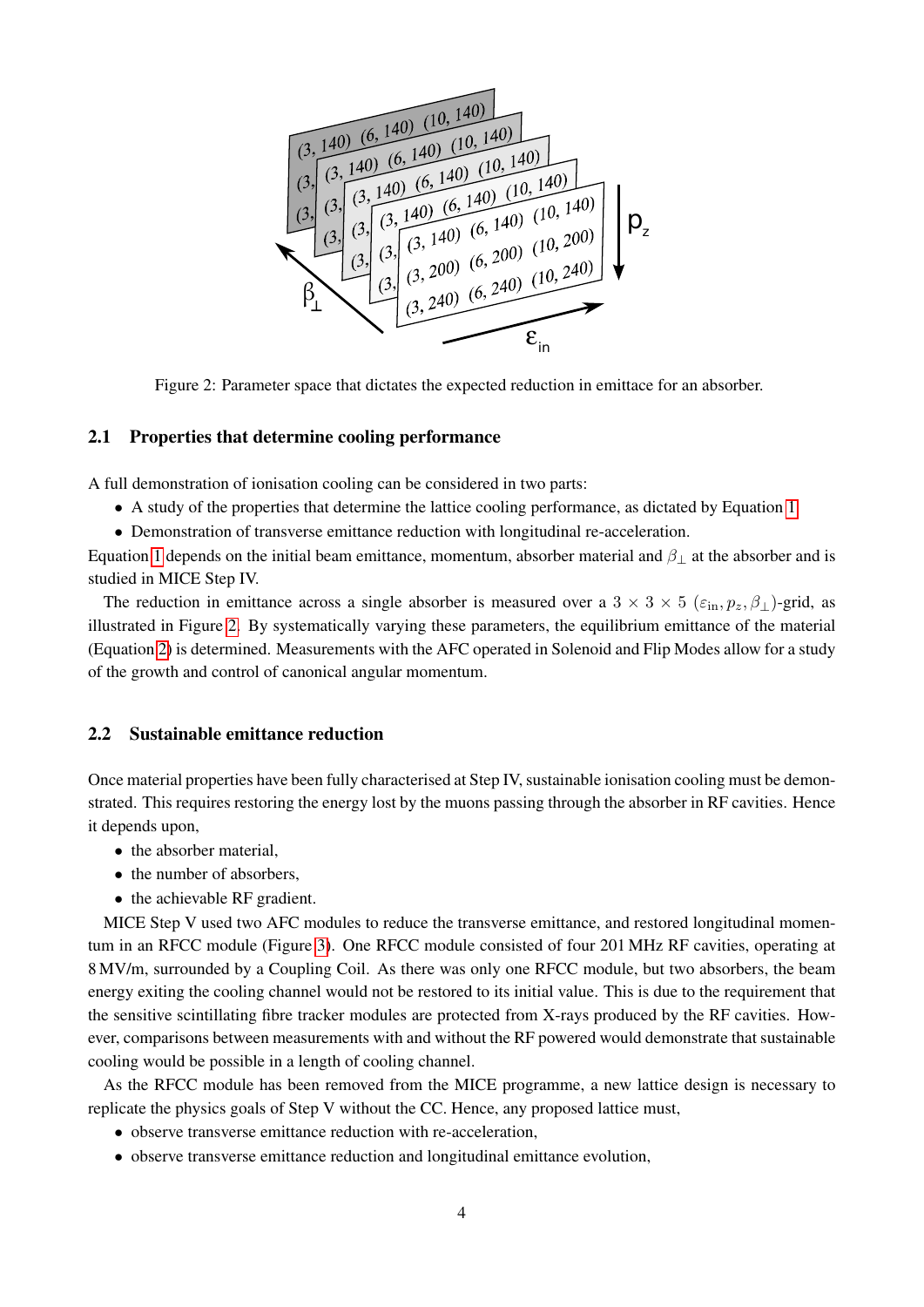Figure 2: Parameter space that dictates the expected reduction in emittace for an absorber.

### 2.1 Properties that determine cooling performance

A full demonstration of ionisation cooling can be considered in two parts:

- A study of the properties that determine the lattice cooling performance, as dictated by Equation 1.
- Demonstration of transverse emittance reduction with longitudinal re-acceleration.

Equation 1 depends on the initial beam emittance, momentum, absorber material and $\beta_\perp$ at the absorber and is studied in MICE Step IV.

The reduction in emittance across a single absorber is measured over a $3 \times 3 \times 5$ $(\varepsilon_{\text{in}}, p_z, \beta_\perp)$-grid, as illustrated in Figure 2. By systematically varying these parameters, the equilibrium emittance of the material (Equation 2) is determined. Measurements with the AFC operated in Solenoid and Flip Modes allow for a study of the growth and control of canonical angular momentum.

### 2.2 Sustainable emittance reduction

Once material properties have been fully characterised at Step IV, sustainable ionisation cooling must be demonstrated. This requires restoring the energy lost by the muons passing through the absorber in RF cavities. Hence it depends upon,

- the absorber material,
- the number of absorbers,
- the achievable RF gradient.

MICE Step V used two AFC modules to reduce the transverse emittance, and restored longitudinal momentum in an RFCC module (Figure 3). One RFCC module consisted of four 201 MHz RF cavities, operating at 8 MV/m, surrounded by a Coupling Coil. As there was only one RFCC module, but two absorbers, the beam energy exiting the cooling channel would not be restored to its initial value. This is due to the requirement that the sensitive scintillating fibre tracker modules are protected from X-rays produced by the RF cavities. However, comparisons between measurements with and without the RF powered would demonstrate that sustainable cooling would be possible in a length of cooling channel.

As the RFCC module has been removed from the MICE programme, a new lattice design is necessary to replicate the physics goals of Step V without the CC. Hence, any proposed lattice must,

- observe transverse emittance reduction with re-acceleration,
- observe transverse emittance reduction and longitudinal emittance evolution,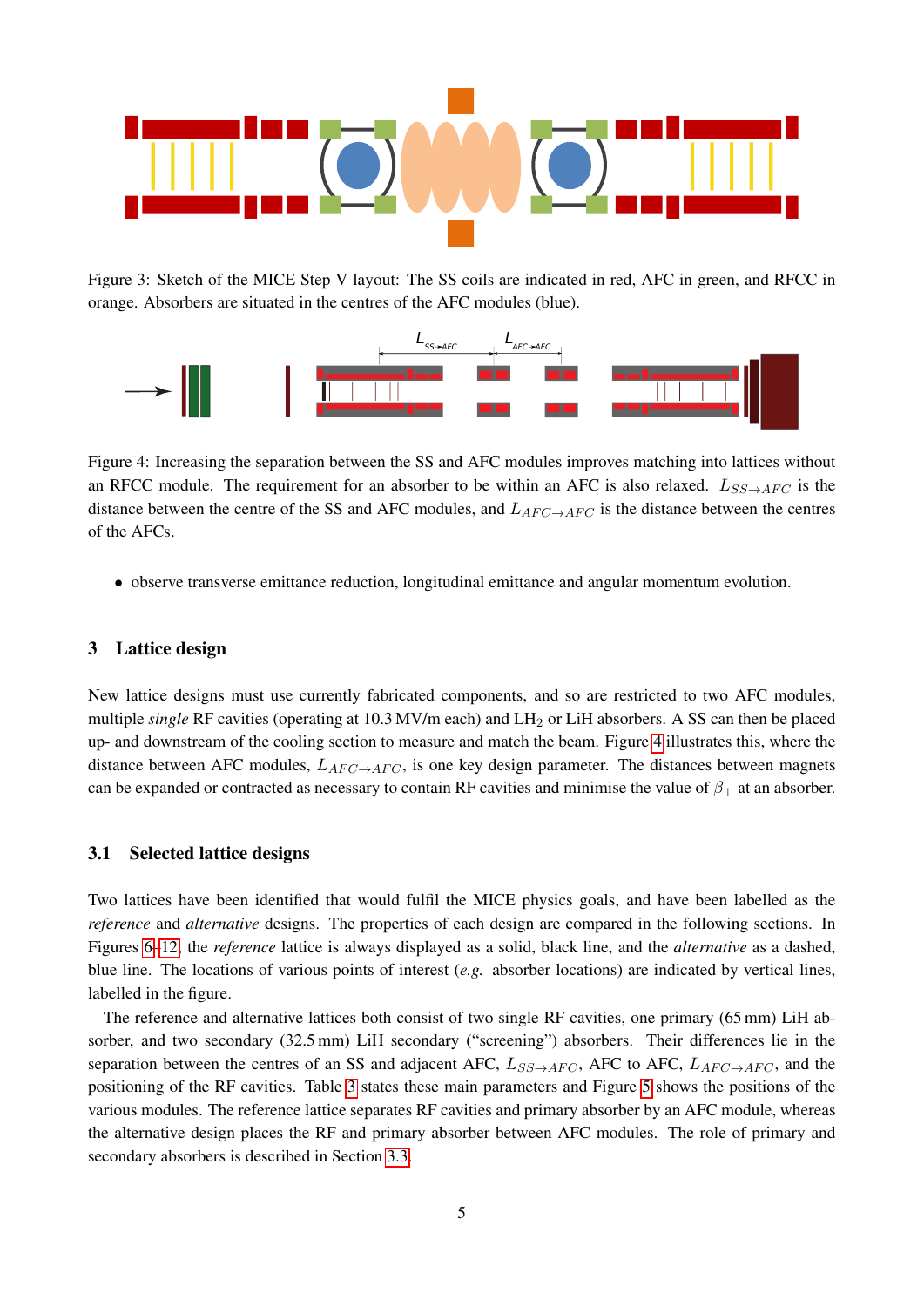Figure 3: Sketch of the MICE Step V layout: The SS coils are indicated in red, AFC in green, and RFCC in orange. Absorbers are situated in the centres of the AFC modules (blue).

Figure 4: Increasing the separation between the SS and AFC modules improves matching into lattices without an RFCC module. The requirement for an absorber to be within an AFC is also relaxed. $L_{SS\rightarrow AFC}$ is the distance between the centre of the SS and AFC modules, and $L_{AFC\rightarrow AFC}$ is the distance between the centres of the AFCs.

- observe transverse emittance reduction, longitudinal emittance and angular momentum evolution.

## 3 Lattice design

New lattice designs must use currently fabricated components, and so are restricted to two AFC modules, multiple *single* RF cavities (operating at 10.3 MV/m each) and $LH_2$ or LiH absorbers. A SS can then be placed up- and downstream of the cooling section to measure and match the beam. Figure 4 illustrates this, where the distance between AFC modules, $L_{AFC\rightarrow AFC}$, is one key design parameter. The distances between magnets can be expanded or contracted as necessary to contain RF cavities and minimise the value of $\beta_{\perp}$ at an absorber.

### 3.1 Selected lattice designs

Two lattices have been identified that would fulfil the MICE physics goals, and have been labelled as the *reference* and *alternative* designs. The properties of each design are compared in the following sections. In Figures 6–12, the *reference* lattice is always displayed as a solid, black line, and the *alternative* as a dashed, blue line. The locations of various points of interest (*e.g.* absorber locations) are indicated by vertical lines, labelled in the figure.

The reference and alternative lattices both consist of two single RF cavities, one primary (65 mm) LiH absorber, and two secondary (32.5 mm) LiH secondary ("screening") absorbers. Their differences lie in the separation between the centres of an SS and adjacent AFC, $L_{SS\rightarrow AFC}$, AFC to AFC, $L_{AFC\rightarrow AFC}$, and the positioning of the RF cavities. Table 3 states these main parameters and Figure 5 shows the positions of the various modules. The reference lattice separates RF cavities and primary absorber by an AFC module, whereas the alternative design places the RF and primary absorber between AFC modules. The role of primary and secondary absorbers is described in Section 3.3.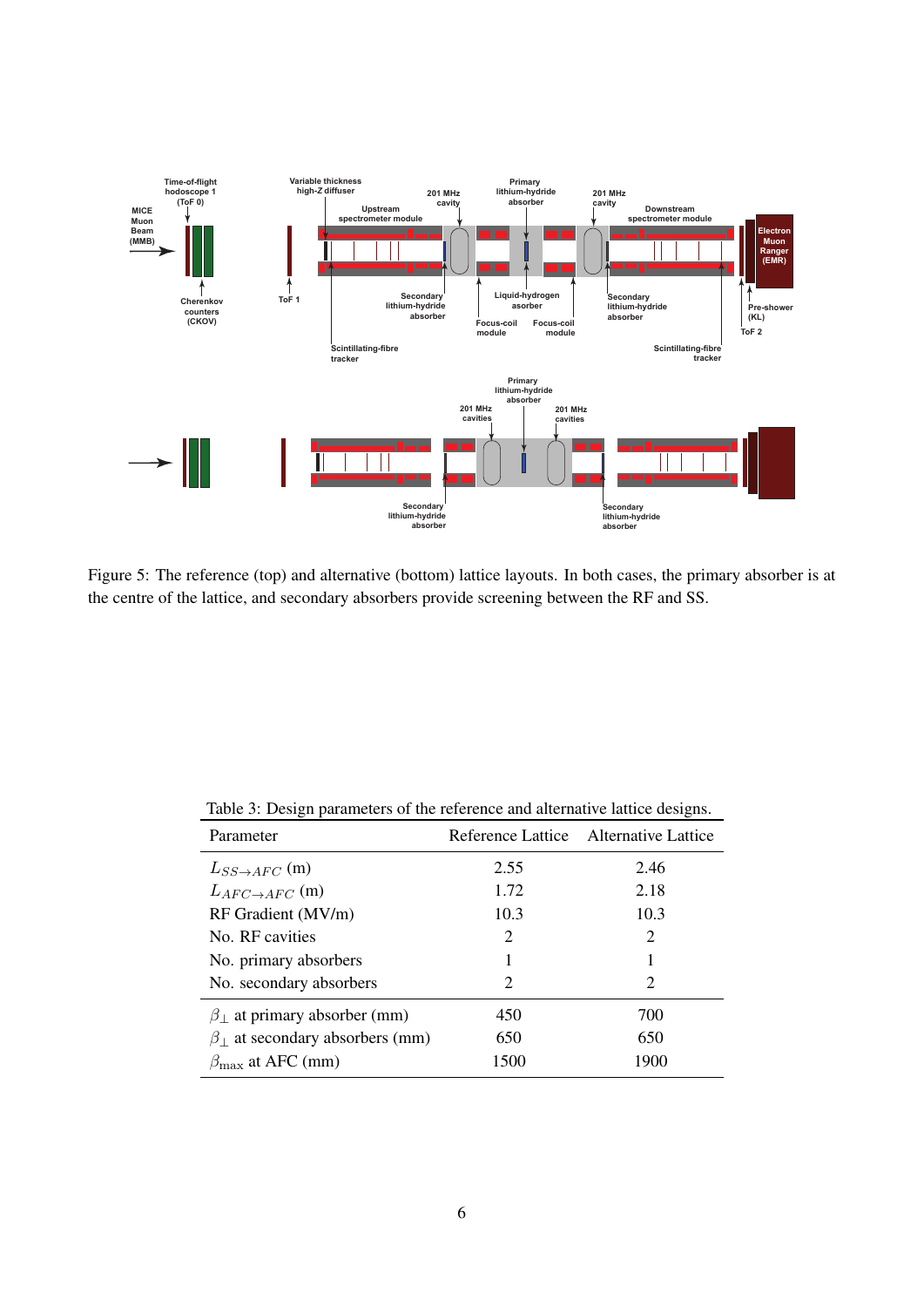Figure 5: The reference (top) and alternative (bottom) lattice layouts. In both cases, the primary absorber is at the centre of the lattice, and secondary absorbers provide screening between the RF and SS.

Table 3: Design parameters of the reference and alternative lattice designs.

| Parameter | Reference Lattice | Alternative Lattice |
|---|---|---|
| $L_{SS\rightarrow AFC}$ (m) | 2.55 | 2.46 |
| $L_{AFC\rightarrow AFC}$ (m) | 1.72 | 2.18 |
| RF Gradient (MV/m) | 10.3 | 10.3 |
| No. RF cavities | 2 | 2 |
| No. primary absorbers | 1 | 1 |
| No. secondary absorbers | 2 | 2 |
| $\beta_\perp$ at primary absorber (mm) | 450 | 700 |
| $\beta_\perp$ at secondary absorbers (mm) | 650 | 650 |
| $\beta_{\max}$ at AFC (mm) | 1500 | 1900 |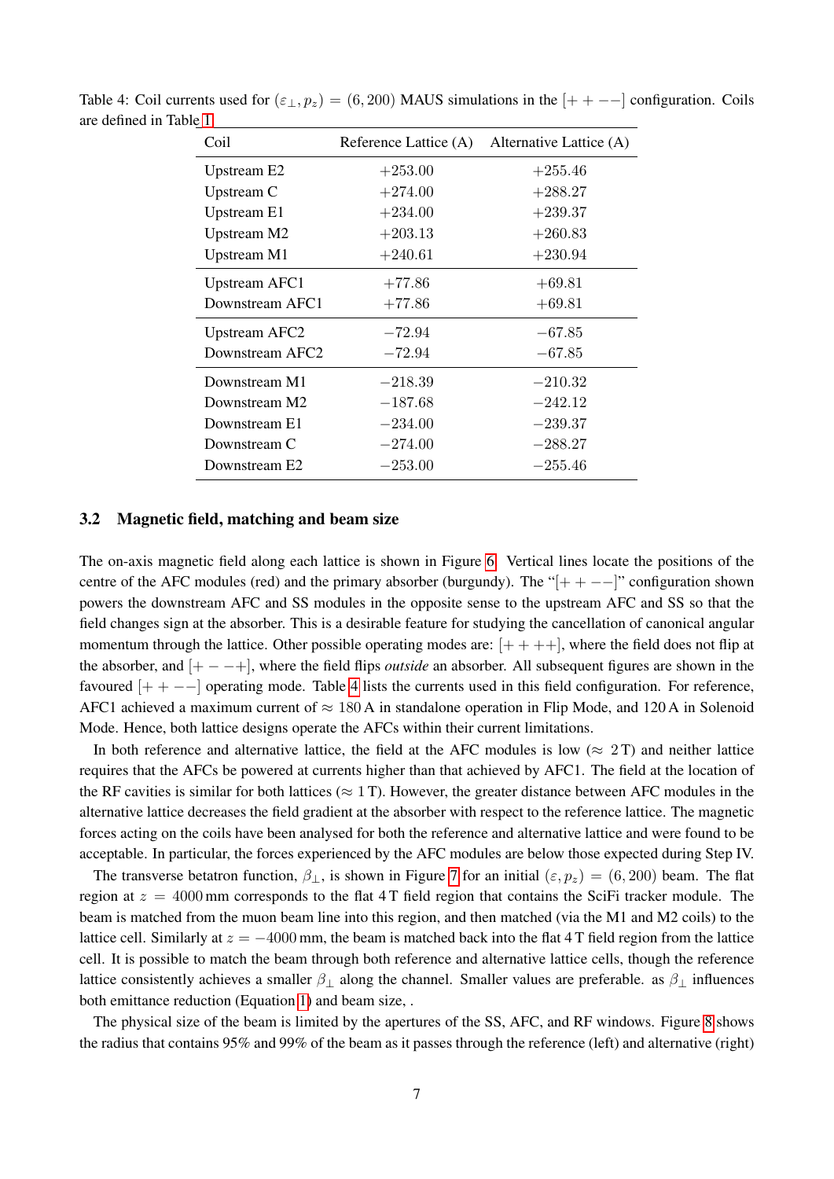Table 4: Coil currents used for $(\varepsilon_\perp, p_z) = (6, 200)$ MAUS simulations in the $[++--]$ configuration. Coils are defined in Table 1.

| Coil | Reference Lattice (A) | Alternative Lattice (A) |
|---|---|---|
| Upstream E2 | $+253.00$ | $+255.46$ |
| Upstream C | $+274.00$ | $+288.27$ |
| Upstream E1 | $+234.00$ | $+239.37$ |
| Upstream M2 | $+203.13$ | $+260.83$ |
| Upstream M1 | $+240.61$ | $+230.94$ |
| Upstream AFC1 | $+77.86$ | $+69.81$ |
| Downstream AFC1 | $+77.86$ | $+69.81$ |
| Upstream AFC2 | $-72.94$ | $-67.85$ |
| Downstream AFC2 | $-72.94$ | $-67.85$ |
| Downstream M1 | $-218.39$ | $-210.32$ |
| Downstream M2 | $-187.68$ | $-242.12$ |
| Downstream E1 | $-234.00$ | $-239.37$ |
| Downstream C | $-274.00$ | $-288.27$ |
| Downstream E2 | $-253.00$ | $-255.46$ |

### 3.2 Magnetic field, matching and beam size

The on-axis magnetic field along each lattice is shown in Figure 6. Vertical lines locate the positions of the centre of the AFC modules (red) and the primary absorber (burgundy). The "$[++--]$" configuration shown powers the downstream AFC and SS modules in the opposite sense to the upstream AFC and SS so that the field changes sign at the absorber. This is a desirable feature for studying the cancellation of canonical angular momentum through the lattice. Other possible operating modes are: $[++++]$, where the field does not flip at the absorber, and $[+--+]$, where the field flips *outside* an absorber. All subsequent figures are shown in the favoured $[++--]$ operating mode. Table 4 lists the currents used in this field configuration. For reference, AFC1 achieved a maximum current of $\approx 180$ A in standalone operation in Flip Mode, and 120 A in Solenoid Mode. Hence, both lattice designs operate the AFCs within their current limitations.

In both reference and alternative lattice, the field at the AFC modules is low ($\approx 2$ T) and neither lattice requires that the AFCs be powered at currents higher than that achieved by AFC1. The field at the location of the RF cavities is similar for both lattices ($\approx 1$ T). However, the greater distance between AFC modules in the alternative lattice decreases the field gradient at the absorber with respect to the reference lattice. The magnetic forces acting on the coils have been analysed for both the reference and alternative lattice and were found to be acceptable. In particular, the forces experienced by the AFC modules are below those expected during Step IV.

The transverse betatron function, $\beta_\perp$, is shown in Figure 7 for an initial $(\varepsilon, p_z) = (6, 200)$ beam. The flat region at $z = 4000$ mm corresponds to the flat 4 T field region that contains the SciFi tracker module. The beam is matched from the muon beam line into this region, and then matched (via the M1 and M2 coils) to the lattice cell. Similarly at $z = -4000$ mm, the beam is matched back into the flat 4 T field region from the lattice cell. It is possible to match the beam through both reference and alternative lattice cells, though the reference lattice consistently achieves a smaller $\beta_\perp$ along the channel. Smaller values are preferable. as $\beta_\perp$ influences both emittance reduction (Equation 1) and beam size, .

The physical size of the beam is limited by the apertures of the SS, AFC, and RF windows. Figure 8 shows the radius that contains 95% and 99% of the beam as it passes through the reference (left) and alternative (right)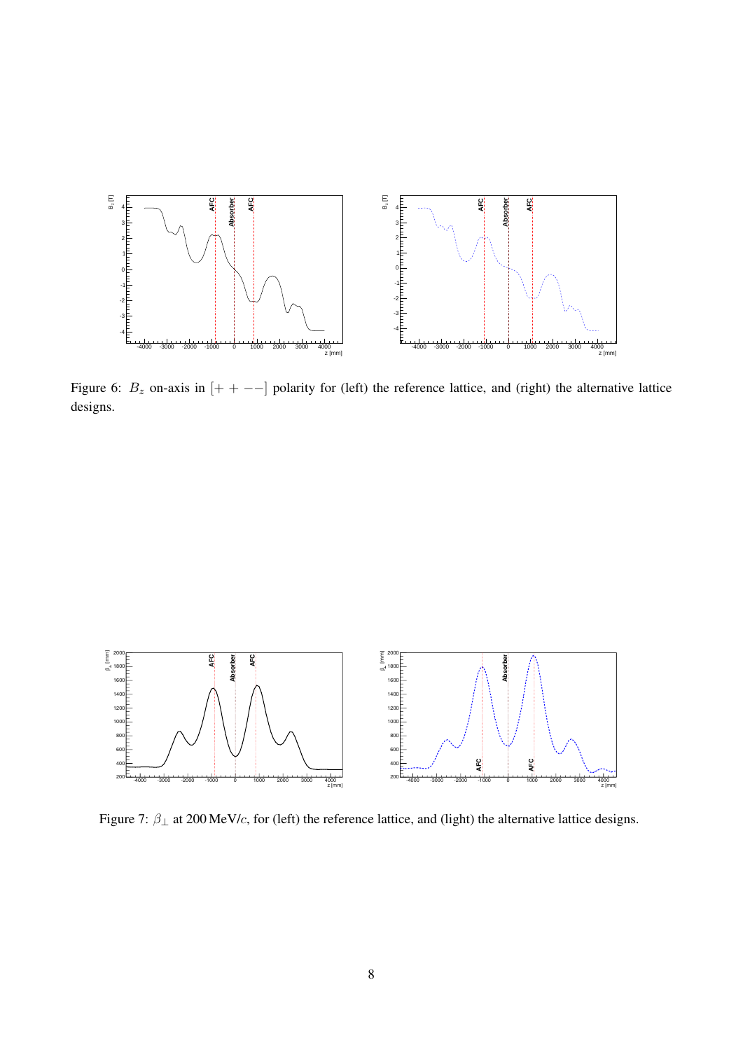Figure 6: $B_z$ on-axis in $[++--]$ polarity for (left) the reference lattice, and (right) the alternative lattice designs.

Figure 7: $\beta_\perp$ at 200 MeV/$c$, for (left) the reference lattice, and (light) the alternative lattice designs.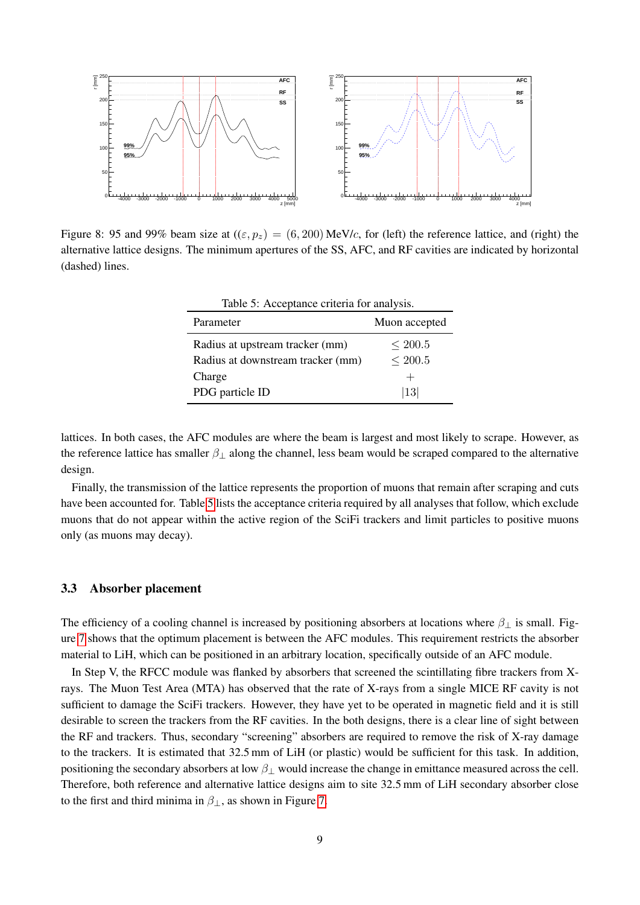Figure 8: 95 and 99% beam size at $((\varepsilon, p_z) = (6, 200)$ MeV/$c$, for (left) the reference lattice, and (right) the alternative lattice designs. The minimum apertures of the SS, AFC, and RF cavities are indicated by horizontal (dashed) lines.

Table 5: Acceptance criteria for analysis.

| Parameter | Muon accepted |
|---|---|
| Radius at upstream tracker (mm) | $\leq 200.5$ |
| Radius at downstream tracker (mm) | $\leq 200.5$ |
| Charge | $+$ |
| PDG particle ID | $\|13\|$ |

lattices. In both cases, the AFC modules are where the beam is largest and most likely to scrape. However, as the reference lattice has smaller $\beta_\perp$ along the channel, less beam would be scraped compared to the alternative design.

Finally, the transmission of the lattice represents the proportion of muons that remain after scraping and cuts have been accounted for. Table 5 lists the acceptance criteria required by all analyses that follow, which exclude muons that do not appear within the active region of the SciFi trackers and limit particles to positive muons only (as muons may decay).

### 3.3 Absorber placement

The efficiency of a cooling channel is increased by positioning absorbers at locations where $\beta_\perp$ is small. Figure 7 shows that the optimum placement is between the AFC modules. This requirement restricts the absorber material to LiH, which can be positioned in an arbitrary location, specifically outside of an AFC module.

In Step V, the RFCC module was flanked by absorbers that screened the scintillating fibre trackers from X-rays. The Muon Test Area (MTA) has observed that the rate of X-rays from a single MICE RF cavity is not sufficient to damage the SciFi trackers. However, they have yet to be operated in magnetic field and it is still desirable to screen the trackers from the RF cavities. In the both designs, there is a clear line of sight between the RF and trackers. Thus, secondary "screening" absorbers are required to remove the risk of X-ray damage to the trackers. It is estimated that 32.5 mm of LiH (or plastic) would be sufficient for this task. In addition, positioning the secondary absorbers at low $\beta_\perp$ would increase the change in emittance measured across the cell. Therefore, both reference and alternative lattice designs aim to site 32.5 mm of LiH secondary absorber close to the first and third minima in $\beta_\perp$, as shown in Figure 7.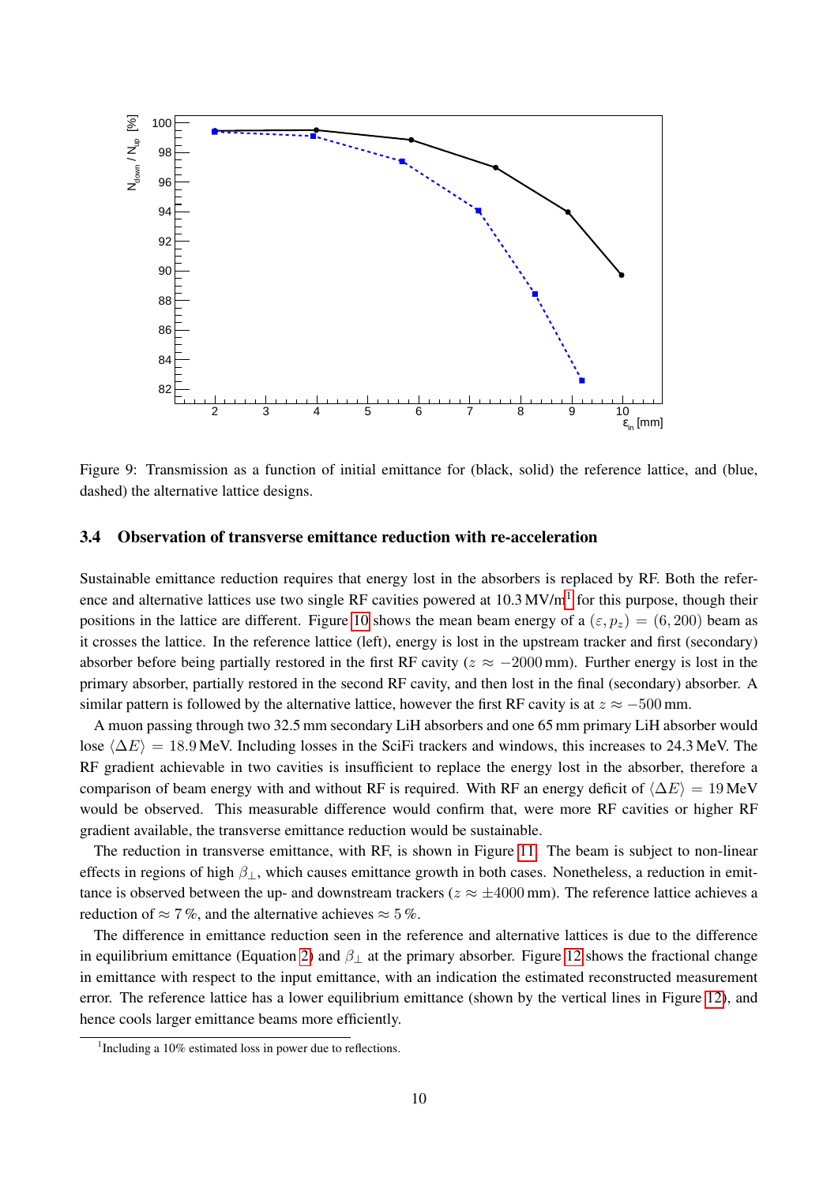Figure 9: Transmission as a function of initial emittance for (black, solid) the reference lattice, and (blue, dashed) the alternative lattice designs.

### 3.4 Observation of transverse emittance reduction with re-acceleration

Sustainable emittance reduction requires that energy lost in the absorbers is replaced by RF. Both the reference and alternative lattices use two single RF cavities powered at 10.3 MV/m[1] for this purpose, though their positions in the lattice are different. Figure 10 shows the mean beam energy of a $(\varepsilon, p_z) = (6, 200)$ beam as it crosses the lattice. In the reference lattice (left), energy is lost in the upstream tracker and first (secondary) absorber before being partially restored in the first RF cavity ($z \approx -2000$ mm). Further energy is lost in the primary absorber, partially restored in the second RF cavity, and then lost in the final (secondary) absorber. A similar pattern is followed by the alternative lattice, however the first RF cavity is at $z \approx -500$ mm.

A muon passing through two 32.5 mm secondary LiH absorbers and one 65 mm primary LiH absorber would lose $\langle \Delta E \rangle = 18.9$ MeV. Including losses in the SciFi trackers and windows, this increases to 24.3 MeV. The RF gradient achievable in two cavities is insufficient to replace the energy lost in the absorber, therefore a comparison of beam energy with and without RF is required. With RF an energy deficit of $\langle \Delta E \rangle = 19$ MeV would be observed. This measurable difference would confirm that, were more RF cavities or higher RF gradient available, the transverse emittance reduction would be sustainable.

The reduction in transverse emittance, with RF, is shown in Figure 11. The beam is subject to non-linear effects in regions of high $\beta_\perp$, which causes emittance growth in both cases. Nonetheless, a reduction in emittance is observed between the up- and downstream trackers ($z \approx \pm 4000$ mm). The reference lattice achieves a reduction of $\approx 7$ %, and the alternative achieves $\approx 5$ %.

The difference in emittance reduction seen in the reference and alternative lattices is due to the difference in equilibrium emittance (Equation 2) and $\beta_\perp$ at the primary absorber. Figure 12 shows the fractional change in emittance with respect to the input emittance, with an indication the estimated reconstructed measurement error. The reference lattice has a lower equilibrium emittance (shown by the vertical lines in Figure 12), and hence cools larger emittance beams more efficiently.

[1] Including a 10% estimated loss in power due to reflections.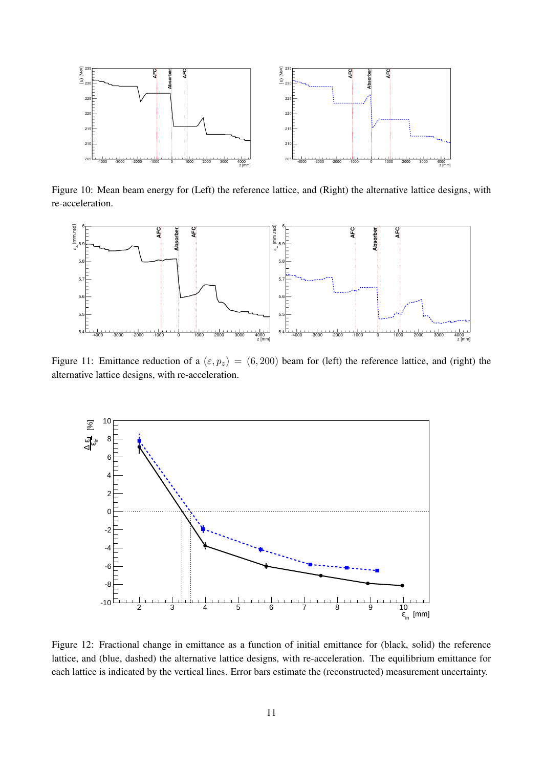Figure 10: Mean beam energy for (Left) the reference lattice, and (Right) the alternative lattice designs, with re-acceleration.

Figure 11: Emittance reduction of a $(\varepsilon, p_z) = (6, 200)$ beam for (left) the reference lattice, and (right) the alternative lattice designs, with re-acceleration.

Figure 12: Fractional change in emittance as a function of initial emittance for (black, solid) the reference lattice, and (blue, dashed) the alternative lattice designs, with re-acceleration. The equilibrium emittance for each lattice is indicated by the vertical lines. Error bars estimate the (reconstructed) measurement uncertainty.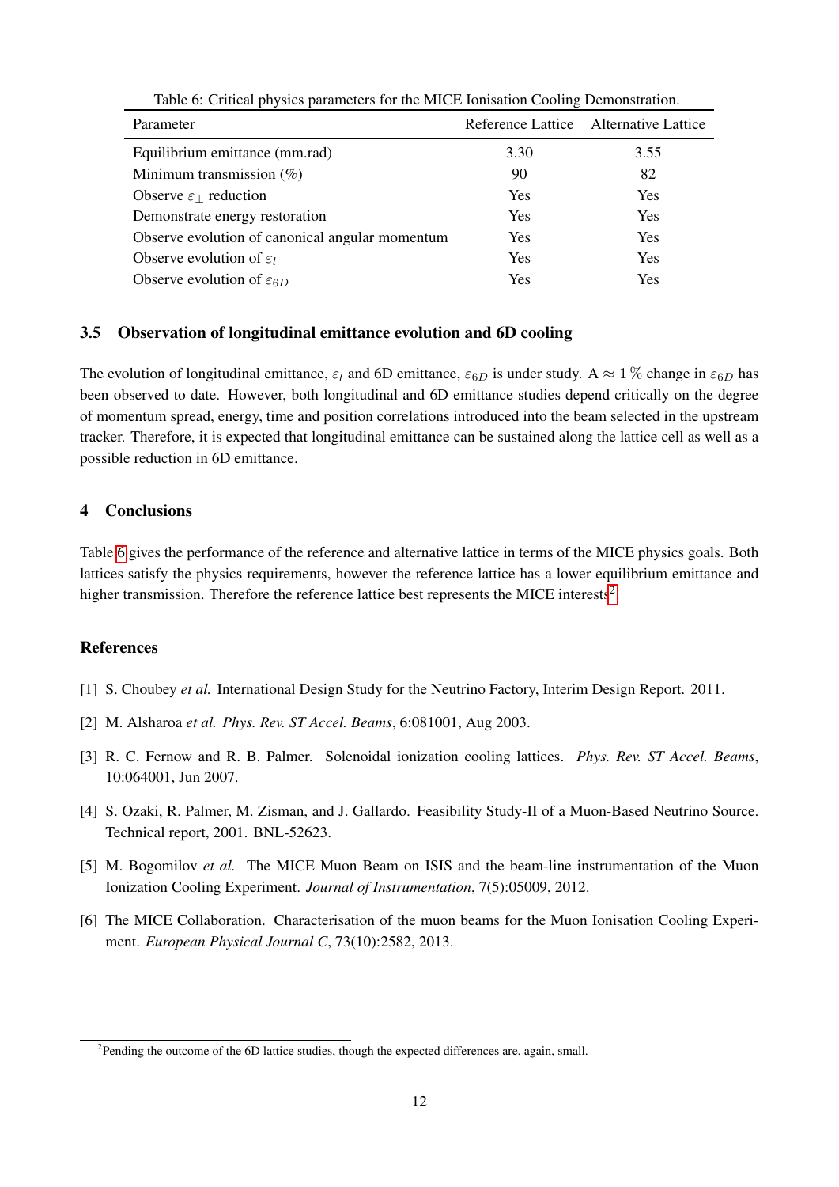Table 6: Critical physics parameters for the MICE Ionisation Cooling Demonstration.

| Parameter | Reference Lattice | Alternative Lattice |
|---|---|---|
| Equilibrium emittance (mm.rad) | 3.30 | 3.55 |
| Minimum transmission (%) | 90 | 82 |
| Observe $\varepsilon_\perp$ reduction | Yes | Yes |
| Demonstrate energy restoration | Yes | Yes |
| Observe evolution of canonical angular momentum | Yes | Yes |
| Observe evolution of $\varepsilon_l$ | Yes | Yes |
| Observe evolution of $\varepsilon_{6D}$ | Yes | Yes |

### 3.5 Observation of longitudinal emittance evolution and 6D cooling

The evolution of longitudinal emittance, $\varepsilon_l$ and 6D emittance, $\varepsilon_{6D}$ is under study. A $\approx 1\,\%$ change in $\varepsilon_{6D}$ has been observed to date. However, both longitudinal and 6D emittance studies depend critically on the degree of momentum spread, energy, time and position correlations introduced into the beam selected in the upstream tracker. Therefore, it is expected that longitudinal emittance can be sustained along the lattice cell as well as a possible reduction in 6D emittance.

## 4 Conclusions

Table 6 gives the performance of the reference and alternative lattice in terms of the MICE physics goals. Both lattices satisfy the physics requirements, however the reference lattice has a lower equilibrium emittance and higher transmission. Therefore the reference lattice best represents the MICE interests[2].

## References

[1] S. Choubey *et al.* International Design Study for the Neutrino Factory, Interim Design Report. 2011.

[2] M. Alsharoa *et al.* *Phys. Rev. ST Accel. Beams*, 6:081001, Aug 2003.

[3] R. C. Fernow and R. B. Palmer. Solenoidal ionization cooling lattices. *Phys. Rev. ST Accel. Beams*, 10:064001, Jun 2007.

[4] S. Ozaki, R. Palmer, M. Zisman, and J. Gallardo. Feasibility Study-II of a Muon-Based Neutrino Source. Technical report, 2001. BNL-52623.

[5] M. Bogomilov *et al.* The MICE Muon Beam on ISIS and the beam-line instrumentation of the Muon Ionization Cooling Experiment. *Journal of Instrumentation*, 7(5):05009, 2012.

[6] The MICE Collaboration. Characterisation of the muon beams for the Muon Ionisation Cooling Experiment. *European Physical Journal C*, 73(10):2582, 2013.

[2] Pending the outcome of the 6D lattice studies, though the expected differences are, again, small.